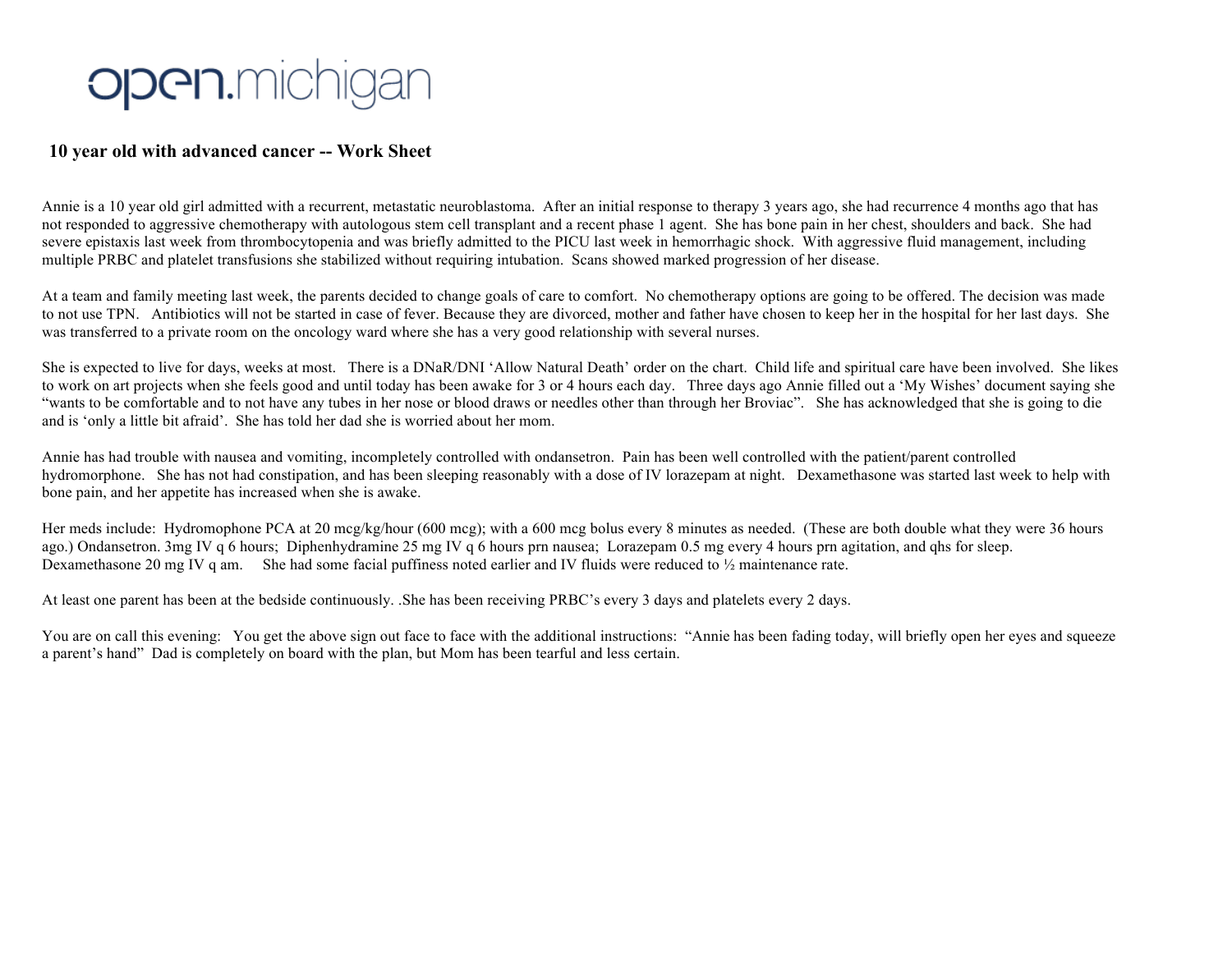open.michigan

## 10 year old with advanced cancer -- Work Sheet

Annie is a 10 year old girl admitted with a recurrent, metastatic neuroblastoma. After an initial response to therapy 3 years ago, she had recurrence 4 months ago that has not responded to aggressive chemotherapy with autologous stem cell transplant and a recent phase 1 agent. She has bone pain in her chest, shoulders and back. She had severe epistaxis last week from thrombocytopenia and was briefly admitted to the PICU last week in hemorrhagic shock. With aggressive fluid management, including multiple PRBC and platelet transfusions she stabilized without requiring intubation. Scans showed marked progression of her disease.

At a team and family meeting last week, the parents decided to change goals of care to comfort. No chemotherapy options are going to be offered. The decision was made to not use TPN. Antibiotics will not be started in case of fever. Because they are divorced, mother and father have chosen to keep her in the hospital for her last days. She was transferred to a private room on the oncology ward where she has a very good relationship with several nurses.

She is expected to live for days, weeks at most. There is a DNaR/DNI 'Allow Natural Death' order on the chart. Child life and spiritual care have been involved. She likes to work on art projects when she feels good and until today has been awake for 3 or 4 hours each day. Three days ago Annie filled out a 'My Wishes' document saying she "wants to be comfortable and to not have any tubes in her nose or blood draws or needles other than through her Broviac". She has acknowledged that she is going to die and is 'only a little bit afraid'. She has told her dad she is worried about her mom.

Annie has had trouble with nausea and vomiting, incompletely controlled with ondansetron. Pain has been well controlled with the patient/parent controlled hydromorphone. She has not had constipation, and has been sleeping reasonably with a dose of IV lorazepam at night. Dexamethasone was started last week to help with bone pain, and her appetite has increased when she is awake.

Her meds include: Hydromophone PCA at 20 mcg/kg/hour (600 mcg); with a 600 mcg bolus every 8 minutes as needed. (These are both double what they were 36 hours ago.) Ondansetron. 3mg IV q 6 hours; Diphenhydramine 25 mg IV q 6 hours prn nausea; Lorazepam 0.5 mg every 4 hours prn agitation, and qhs for sleep. Dexamethasone 20 mg IV q am. She had some facial puffiness noted earlier and IV fluids were reduced to ½ maintenance rate.

At least one parent has been at the bedside continuously. .She has been receiving PRBC's every 3 days and platelets every 2 days.

You are on call this evening: You get the above sign out face to face with the additional instructions: "Annie has been fading today, will briefly open her eyes and squeeze a parent's hand" Dad is completely on board with the plan, but Mom has been tearful and less certain.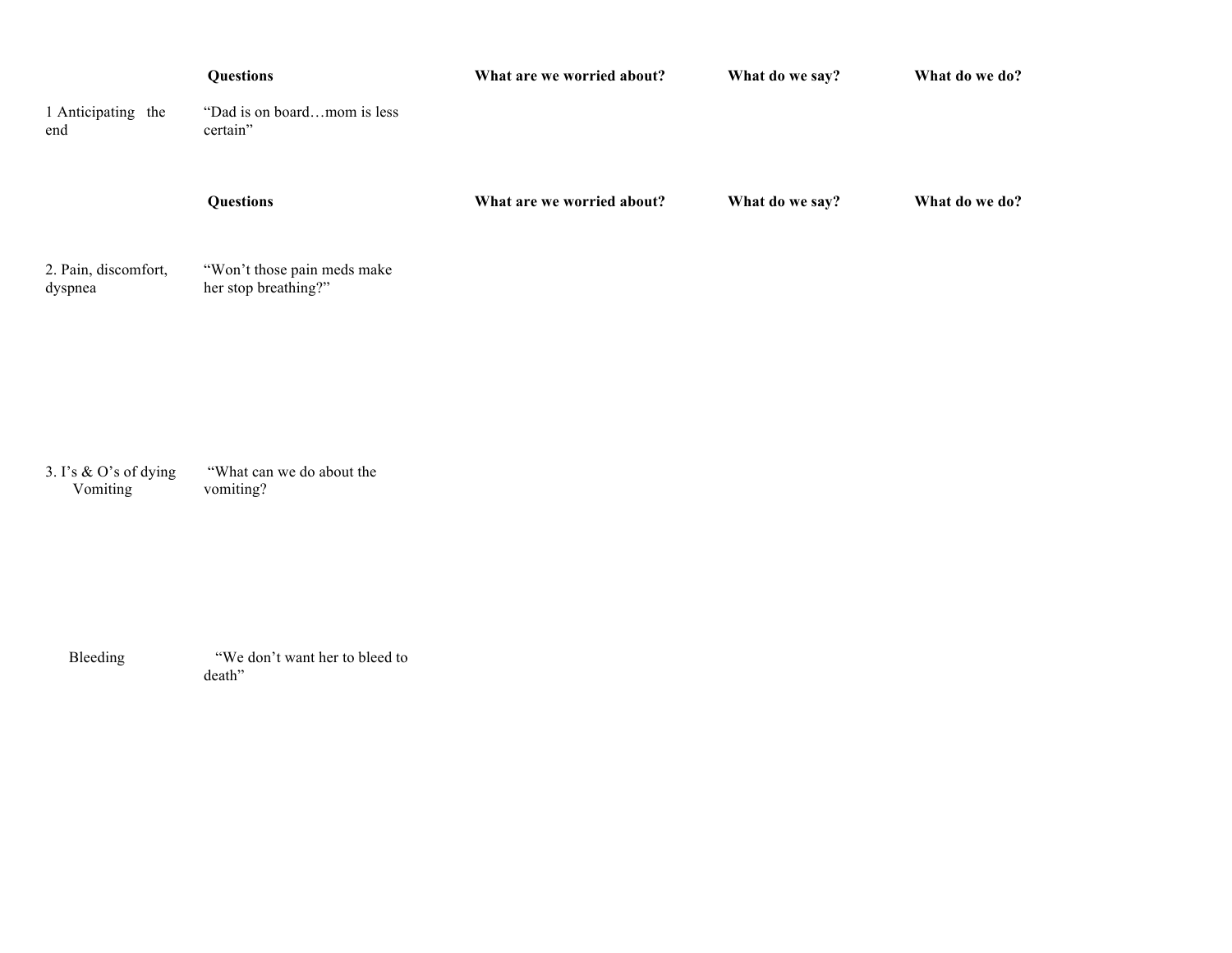| | Questions | What are we worried about? | What do we say? | What do we do? |
|---|---|---|---|---|
| 1 Anticipating the end | "Dad is on board…mom is less certain" | | | |

| | Questions | What are we worried about? | What do we say? | What do we do? |
|---|---|---|---|---|
| 2. Pain, discomfort, dyspnea | "Won't those pain meds make her stop breathing?" | | | |
| 3. I's & O's of dying Vomiting | "What can we do about the vomiting? | | | |
| Bleeding | "We don't want her to bleed to death" | | | |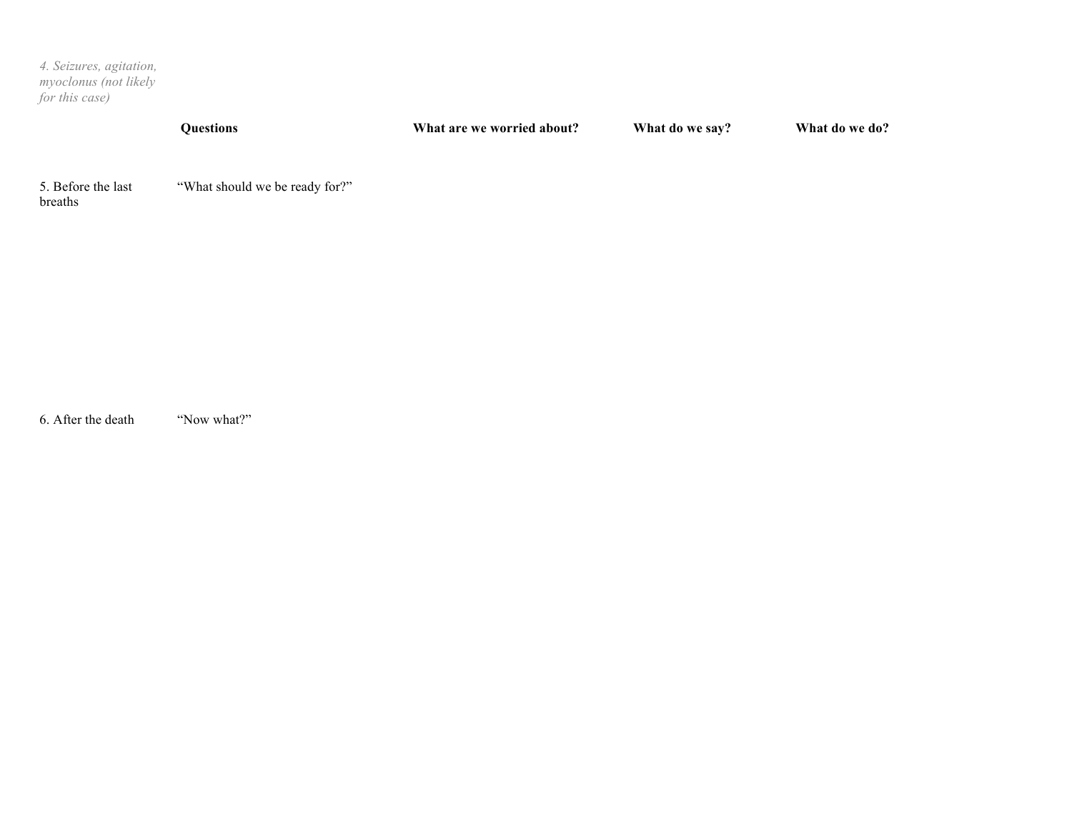*4. Seizures, agitation, myoclonus (not likely for this case)*

| | Questions | What are we worried about? | What do we say? | What do we do? |
|---|---|---|---|---|
| 5. Before the last breaths | "What should we be ready for?" | | | |
| 6. After the death | "Now what?" | | | |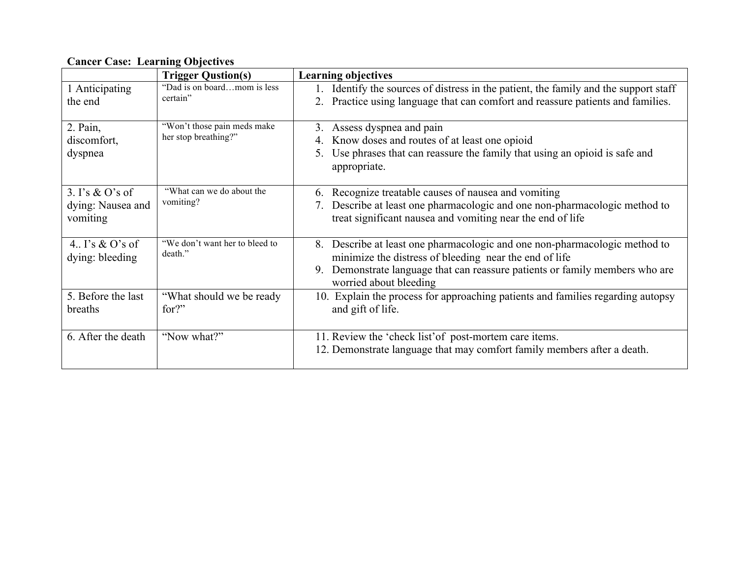**Cancer Case: Learning Objectives**

| | Trigger Qustion(s) | Learning objectives |
|---|---|---|
| 1 Anticipating the end | "Dad is on board…mom is less certain" | 1. Identify the sources of distress in the patient, the family and the support staff<br>2. Practice using language that can comfort and reassure patients and families. |
| 2. Pain, discomfort, dyspnea | "Won't those pain meds make her stop breathing?" | 3. Assess dyspnea and pain<br>4. Know doses and routes of at least one opioid<br>5. Use phrases that can reassure the family that using an opioid is safe and appropriate. |
| 3. I's & O's of dying: Nausea and vomiting | "What can we do about the vomiting? | 6. Recognize treatable causes of nausea and vomiting<br>7. Describe at least one pharmacologic and one non-pharmacologic method to treat significant nausea and vomiting near the end of life |
| 4.. I's & O's of dying: bleeding | "We don't want her to bleed to death." | 8. Describe at least one pharmacologic and one non-pharmacologic method to minimize the distress of bleeding near the end of life<br>9. Demonstrate language that can reassure patients or family members who are worried about bleeding |
| 5. Before the last breaths | "What should we be ready for?" | 10. Explain the process for approaching patients and families regarding autopsy and gift of life. |
| 6. After the death | "Now what?" | 11. Review the 'check list'of post-mortem care items.<br>12. Demonstrate language that may comfort family members after a death. |